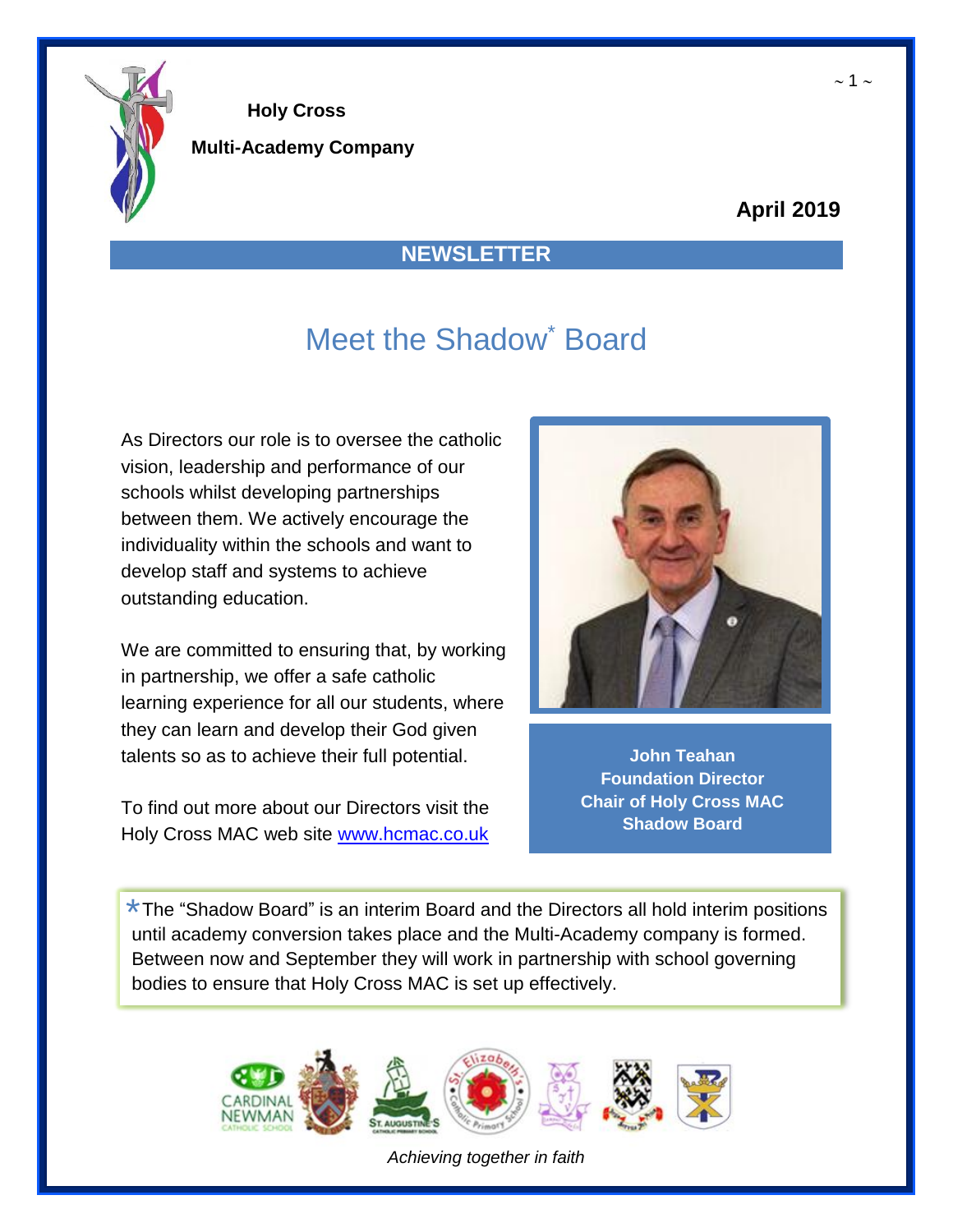**Holy Cross**

**Multi-Academy Company**

**April 2019**

## NEWSLETTER

# Meet the Shadow* Board

As Directors our role is to oversee the catholic vision, leadership and performance of our schools whilst developing partnerships between them. We actively encourage the individuality within the schools and want to develop staff and systems to achieve outstanding education.

We are committed to ensuring that, by working in partnership, we offer a safe catholic learning experience for all our students, where they can learn and develop their God given talents so as to achieve their full potential.

To find out more about our Directors visit the Holy Cross MAC web site [www.hcmac.co.uk](http://www.hcmac.co.uk)

**John Teahan**
**Foundation Director**
**Chair of Holy Cross MAC Shadow Board**

*The "Shadow Board" is an interim Board and the Directors all hold interim positions until academy conversion takes place and the Multi-Academy company is formed. Between now and September they will work in partnership with school governing bodies to ensure that Holy Cross MAC is set up effectively.

*Achieving together in faith*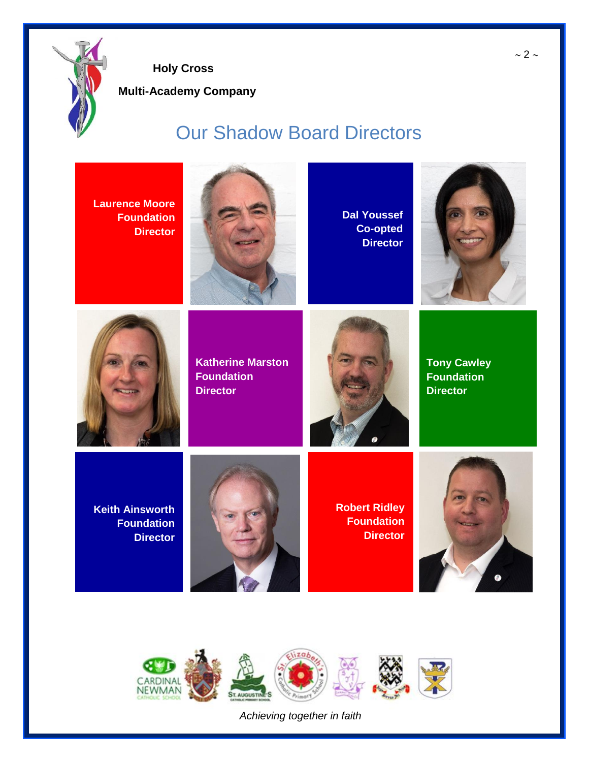**Holy Cross**

**Multi-Academy Company**

# Our Shadow Board Directors

**Laurence Moore**
**Foundation Director**

**Dal Youssef**
**Co-opted Director**

**Katherine Marston**
**Foundation Director**

**Tony Cawley**
**Foundation Director**

**Keith Ainsworth**
**Foundation Director**

**Robert Ridley**
**Foundation Director**

CARDINAL NEWMAN CATHOLIC SCHOOL

ST. AUGUSTINE'S CATHOLIC PRIMARY SCHOOL

St. Elizabeth's Catholic Primary School

*Achieving together in faith*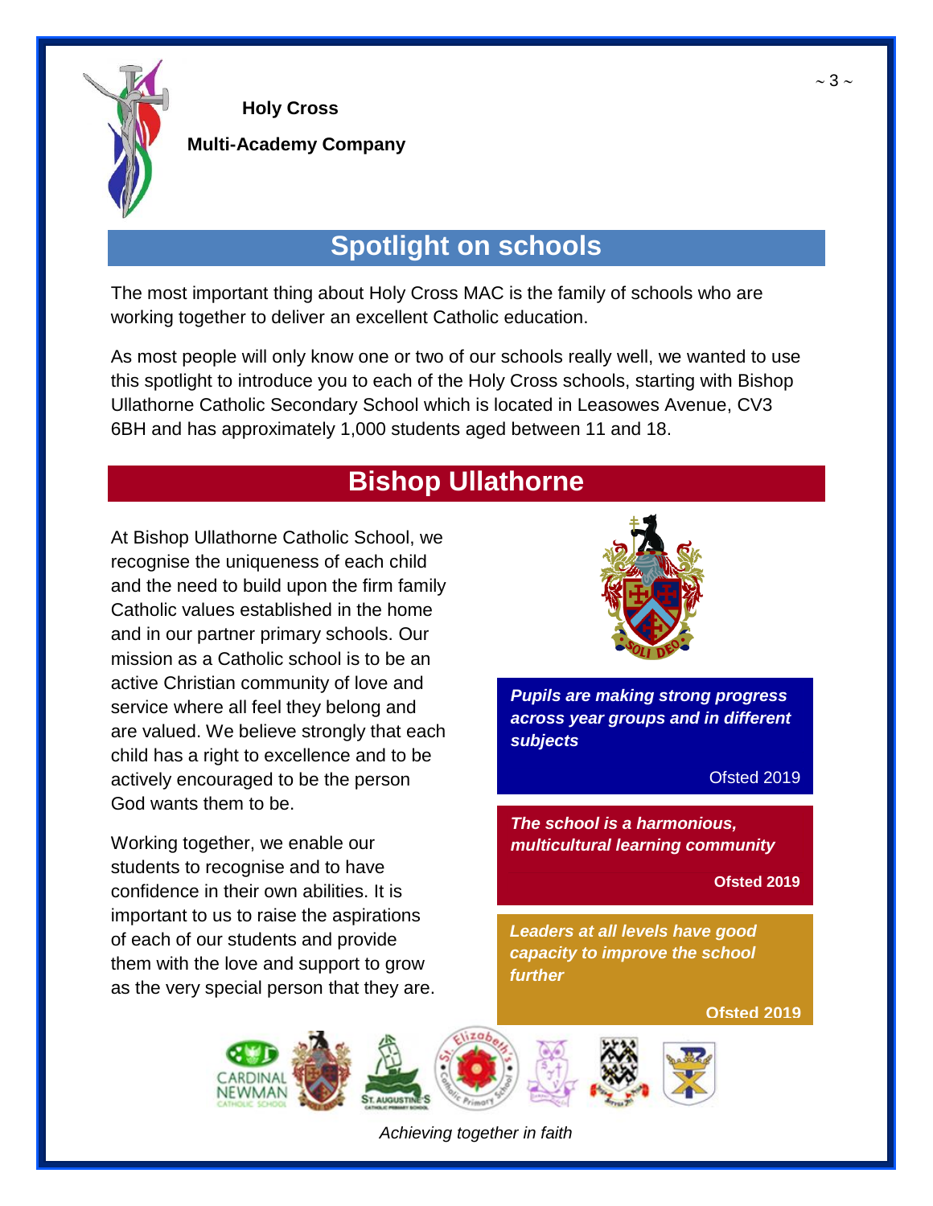**Holy Cross**

**Multi-Academy Company**

## Spotlight on schools

The most important thing about Holy Cross MAC is the family of schools who are working together to deliver an excellent Catholic education.

As most people will only know one or two of our schools really well, we wanted to use this spotlight to introduce you to each of the Holy Cross schools, starting with Bishop Ullathorne Catholic Secondary School which is located in Leasowes Avenue, CV3 6BH and has approximately 1,000 students aged between 11 and 18.

## Bishop Ullathorne

At Bishop Ullathorne Catholic School, we recognise the uniqueness of each child and the need to build upon the firm family Catholic values established in the home and in our partner primary schools. Our mission as a Catholic school is to be an active Christian community of love and service where all feel they belong and are valued. We believe strongly that each child has a right to excellence and to be actively encouraged to be the person God wants them to be.

Working together, we enable our students to recognise and to have confidence in their own abilities. It is important to us to raise the aspirations of each of our students and provide them with the love and support to grow as the very special person that they are.

> ***Pupils are making strong progress across year groups and in different subjects***
>
> Ofsted 2019

> ***The school is a harmonious, multicultural learning community***
>
> **Ofsted 2019**

> ***Leaders at all levels have good capacity to improve the school further***
>
> **Ofsted 2019**

*Achieving together in faith*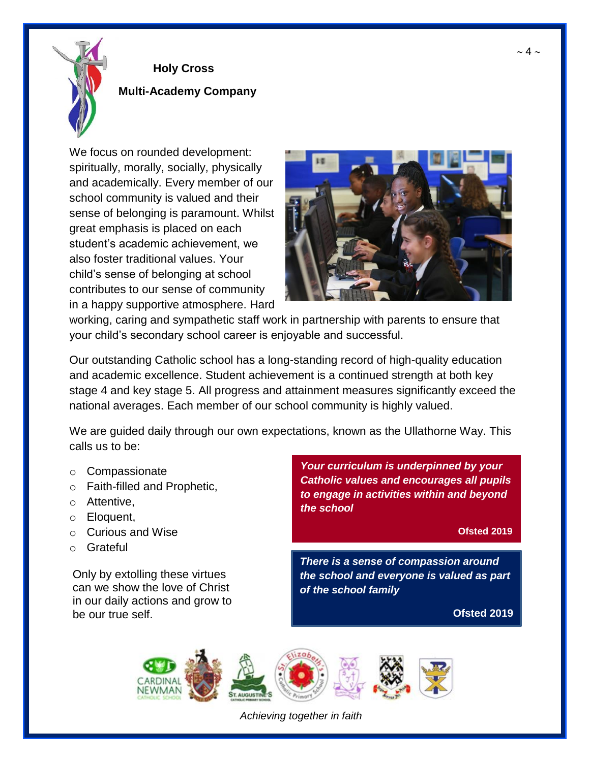# Holy Cross Multi-Academy Company

We focus on rounded development: spiritually, morally, socially, physically and academically. Every member of our school community is valued and their sense of belonging is paramount. Whilst great emphasis is placed on each student's academic achievement, we also foster traditional values. Your child's sense of belonging at school contributes to our sense of community in a happy supportive atmosphere. Hard working, caring and sympathetic staff work in partnership with parents to ensure that your child's secondary school career is enjoyable and successful.

Our outstanding Catholic school has a long-standing record of high-quality education and academic excellence. Student achievement is a continued strength at both key stage 4 and key stage 5. All progress and attainment measures significantly exceed the national averages. Each member of our school community is highly valued.

We are guided daily through our own expectations, known as the Ullathorne Way. This calls us to be:

- Compassionate
- Faith-filled and Prophetic,
- Attentive,
- Eloquent,
- Curious and Wise
- Grateful

Only by extolling these virtues can we show the love of Christ in our daily actions and grow to be our true self.

> ***Your curriculum is underpinned by your Catholic values and encourages all pupils to engage in activities within and beyond the school***
>
> **Ofsted 2019**

> ***There is a sense of compassion around the school and everyone is valued as part of the school family***
>
> **Ofsted 2019**

*Achieving together in faith*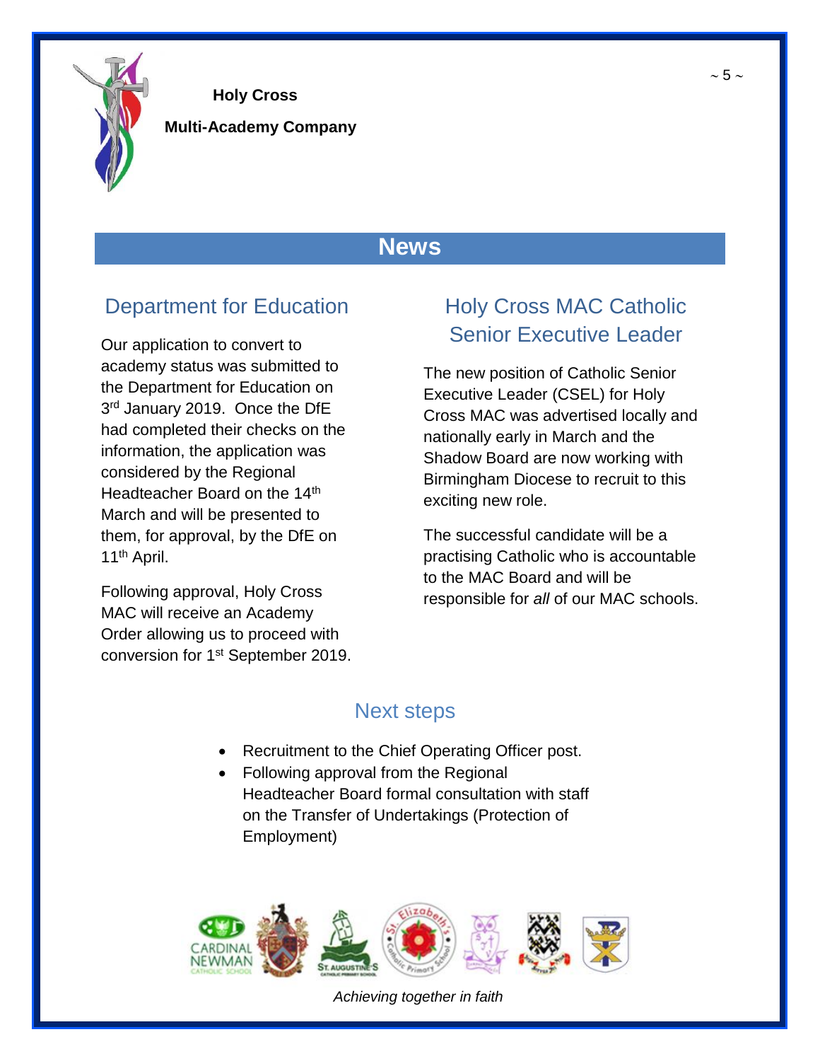**Holy Cross**

**Multi-Academy Company**

# News

## Department for Education

Our application to convert to academy status was submitted to the Department for Education on 3rd January 2019. Once the DfE had completed their checks on the information, the application was considered by the Regional Headteacher Board on the 14th March and will be presented to them, for approval, by the DfE on 11th April.

Following approval, Holy Cross MAC will receive an Academy Order allowing us to proceed with conversion for 1st September 2019.

## Holy Cross MAC Catholic Senior Executive Leader

The new position of Catholic Senior Executive Leader (CSEL) for Holy Cross MAC was advertised locally and nationally early in March and the Shadow Board are now working with Birmingham Diocese to recruit to this exciting new role.

The successful candidate will be a practising Catholic who is accountable to the MAC Board and will be responsible for *all* of our MAC schools.

## Next steps

- Recruitment to the Chief Operating Officer post.
- Following approval from the Regional Headteacher Board formal consultation with staff on the Transfer of Undertakings (Protection of Employment)

*Achieving together in faith*